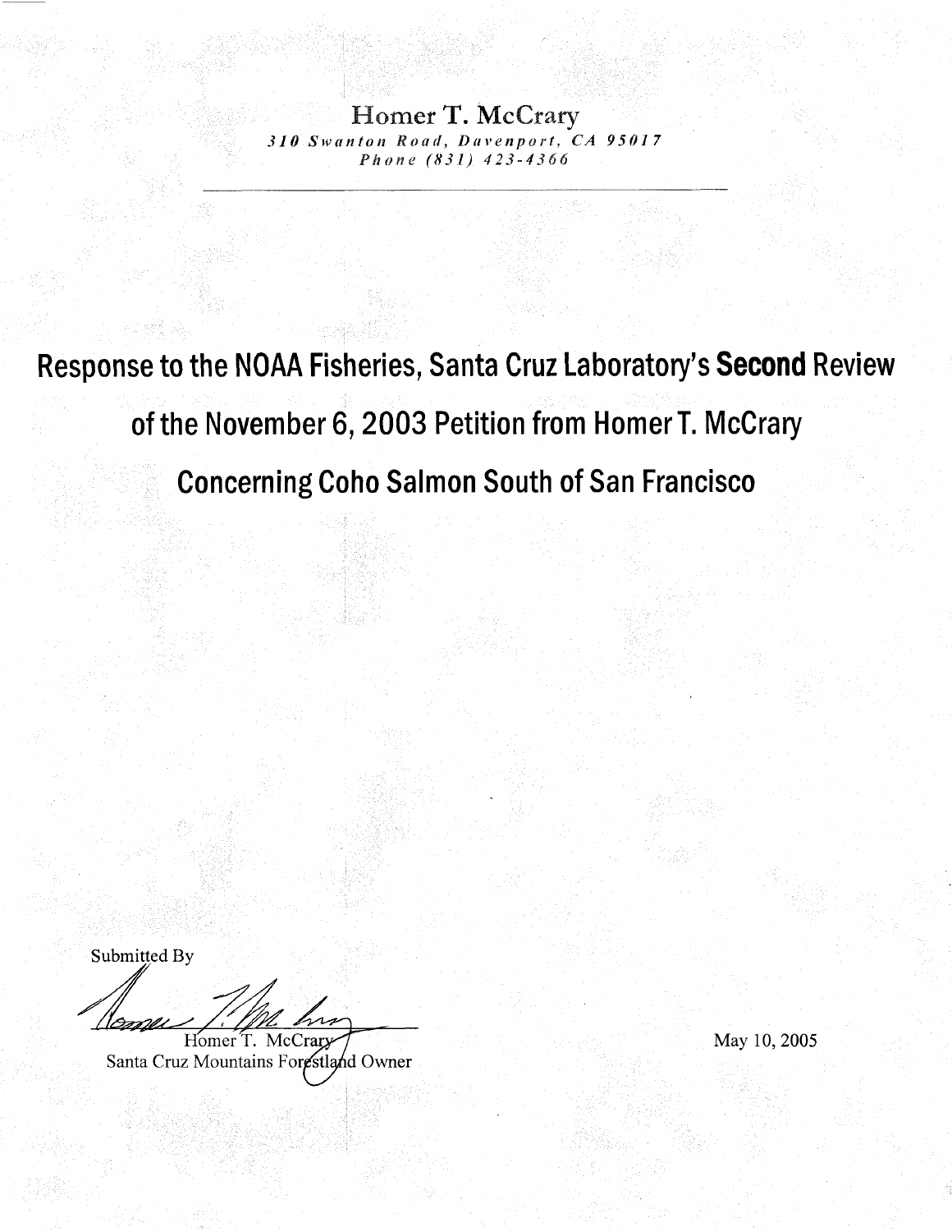Homer T. McCrary

*310 Swanton Road, Davenport, CA 95017*
*Phone (831) 423-4366*

# Response to the NOAA Fisheries, Santa Cruz Laboratory's **Second** Review of the November 6, 2003 Petition from Homer T. McCrary Concerning Coho Salmon South of San Francisco

Submitted By

Homer T. McCrary
Santa Cruz Mountains Forestland Owner

May 10, 2005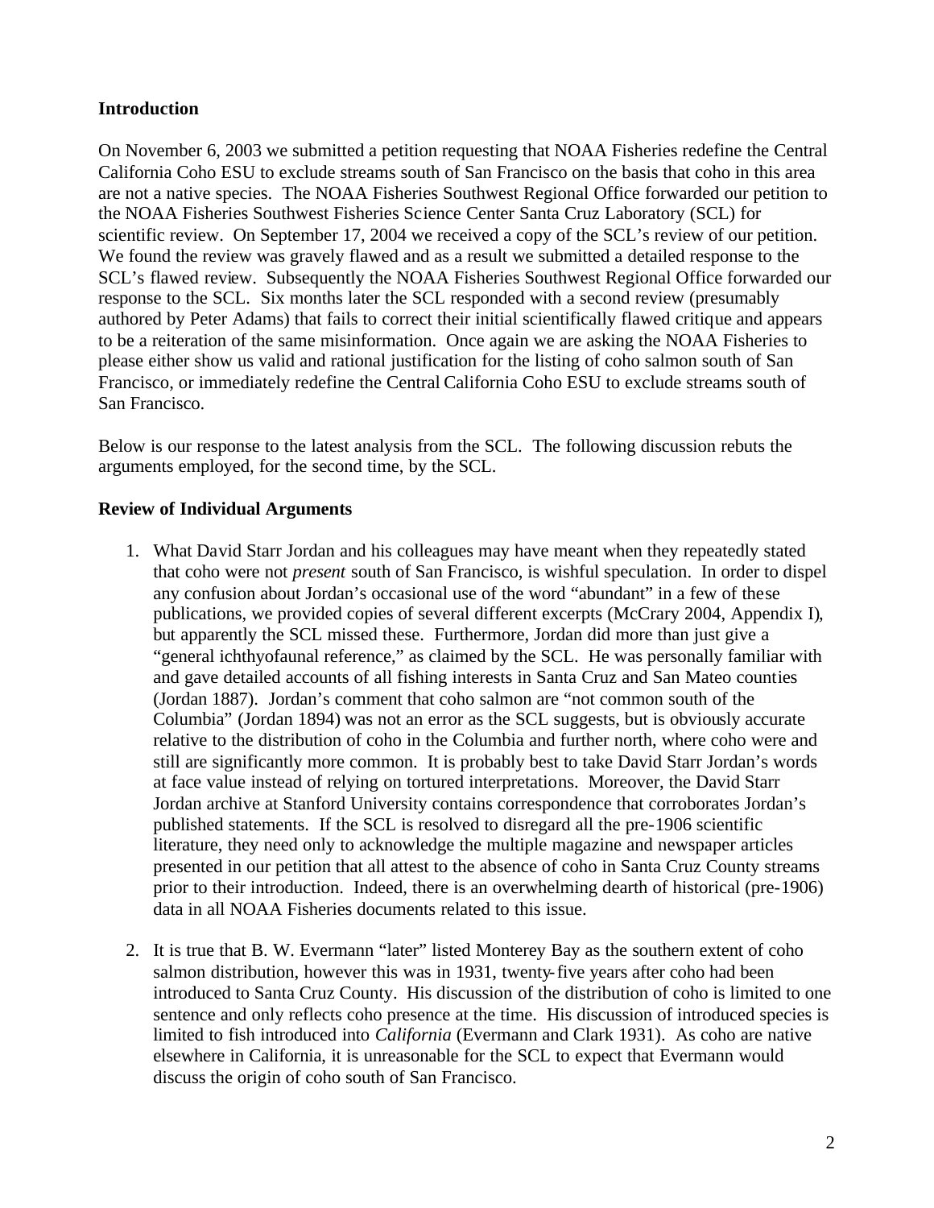### Introduction

On November 6, 2003 we submitted a petition requesting that NOAA Fisheries redefine the Central California Coho ESU to exclude streams south of San Francisco on the basis that coho in this area are not a native species. The NOAA Fisheries Southwest Regional Office forwarded our petition to the NOAA Fisheries Southwest Fisheries Science Center Santa Cruz Laboratory (SCL) for scientific review. On September 17, 2004 we received a copy of the SCL's review of our petition. We found the review was gravely flawed and as a result we submitted a detailed response to the SCL's flawed review. Subsequently the NOAA Fisheries Southwest Regional Office forwarded our response to the SCL. Six months later the SCL responded with a second review (presumably authored by Peter Adams) that fails to correct their initial scientifically flawed critique and appears to be a reiteration of the same misinformation. Once again we are asking the NOAA Fisheries to please either show us valid and rational justification for the listing of coho salmon south of San Francisco, or immediately redefine the Central California Coho ESU to exclude streams south of San Francisco.

Below is our response to the latest analysis from the SCL. The following discussion rebuts the arguments employed, for the second time, by the SCL.

### Review of Individual Arguments

1. What David Starr Jordan and his colleagues may have meant when they repeatedly stated that coho were not *present* south of San Francisco, is wishful speculation. In order to dispel any confusion about Jordan's occasional use of the word "abundant" in a few of these publications, we provided copies of several different excerpts (McCrary 2004, Appendix I), but apparently the SCL missed these. Furthermore, Jordan did more than just give a "general ichthyofaunal reference," as claimed by the SCL. He was personally familiar with and gave detailed accounts of all fishing interests in Santa Cruz and San Mateo counties (Jordan 1887). Jordan's comment that coho salmon are "not common south of the Columbia" (Jordan 1894) was not an error as the SCL suggests, but is obviously accurate relative to the distribution of coho in the Columbia and further north, where coho were and still are significantly more common. It is probably best to take David Starr Jordan's words at face value instead of relying on tortured interpretations. Moreover, the David Starr Jordan archive at Stanford University contains correspondence that corroborates Jordan's published statements. If the SCL is resolved to disregard all the pre-1906 scientific literature, they need only to acknowledge the multiple magazine and newspaper articles presented in our petition that all attest to the absence of coho in Santa Cruz County streams prior to their introduction. Indeed, there is an overwhelming dearth of historical (pre-1906) data in all NOAA Fisheries documents related to this issue.

2. It is true that B. W. Evermann "later" listed Monterey Bay as the southern extent of coho salmon distribution, however this was in 1931, twenty-five years after coho had been introduced to Santa Cruz County. His discussion of the distribution of coho is limited to one sentence and only reflects coho presence at the time. His discussion of introduced species is limited to fish introduced into *California* (Evermann and Clark 1931). As coho are native elsewhere in California, it is unreasonable for the SCL to expect that Evermann would discuss the origin of coho south of San Francisco.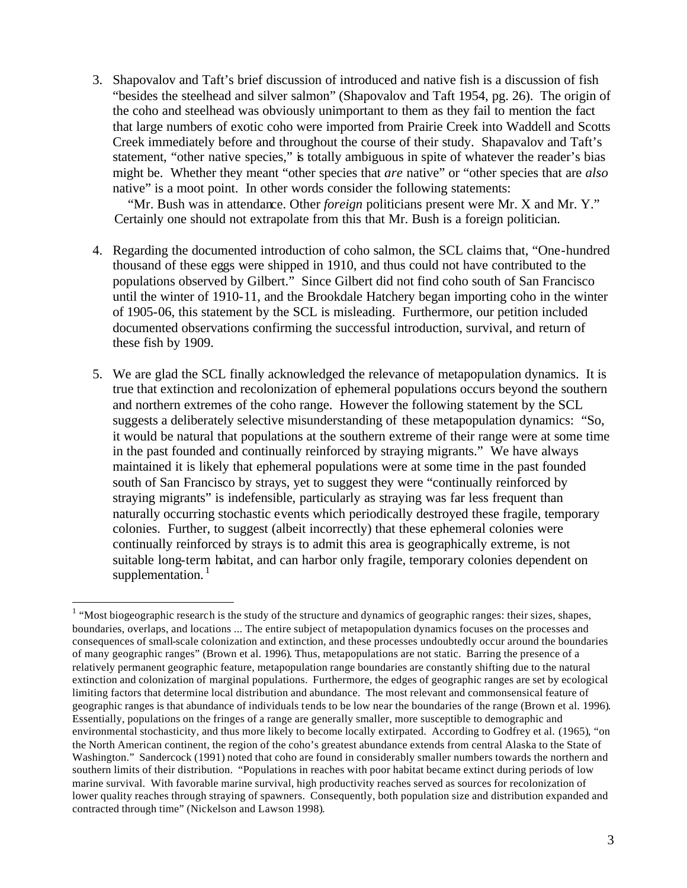3. Shapovalov and Taft's brief discussion of introduced and native fish is a discussion of fish "besides the steelhead and silver salmon" (Shapovalov and Taft 1954, pg. 26). The origin of the coho and steelhead was obviously unimportant to them as they fail to mention the fact that large numbers of exotic coho were imported from Prairie Creek into Waddell and Scotts Creek immediately before and throughout the course of their study. Shapovalov and Taft's statement, "other native species," is totally ambiguous in spite of whatever the reader's bias might be. Whether they meant "other species that *are* native" or "other species that are *also* native" is a moot point. In other words consider the following statements:

   "Mr. Bush was in attendance. Other *foreign* politicians present were Mr. X and Mr. Y." Certainly one should not extrapolate from this that Mr. Bush is a foreign politician.

4. Regarding the documented introduction of coho salmon, the SCL claims that, "One-hundred thousand of these eggs were shipped in 1910, and thus could not have contributed to the populations observed by Gilbert." Since Gilbert did not find coho south of San Francisco until the winter of 1910-11, and the Brookdale Hatchery began importing coho in the winter of 1905-06, this statement by the SCL is misleading. Furthermore, our petition included documented observations confirming the successful introduction, survival, and return of these fish by 1909.

5. We are glad the SCL finally acknowledged the relevance of metapopulation dynamics. It is true that extinction and recolonization of ephemeral populations occurs beyond the southern and northern extremes of the coho range. However the following statement by the SCL suggests a deliberately selective misunderstanding of these metapopulation dynamics: "So, it would be natural that populations at the southern extreme of their range were at some time in the past founded and continually reinforced by straying migrants." We have always maintained it is likely that ephemeral populations were at some time in the past founded south of San Francisco by strays, yet to suggest they were "continually reinforced by straying migrants" is indefensible, particularly as straying was far less frequent than naturally occurring stochastic events which periodically destroyed these fragile, temporary colonies. Further, to suggest (albeit incorrectly) that these ephemeral colonies were continually reinforced by strays is to admit this area is geographically extreme, is not suitable long-term habitat, and can harbor only fragile, temporary colonies dependent on supplementation.[1]

---

[1] "Most biogeographic research is the study of the structure and dynamics of geographic ranges: their sizes, shapes, boundaries, overlaps, and locations ... The entire subject of metapopulation dynamics focuses on the processes and consequences of small-scale colonization and extinction, and these processes undoubtedly occur around the boundaries of many geographic ranges" (Brown et al. 1996). Thus, metapopulations are not static. Barring the presence of a relatively permanent geographic feature, metapopulation range boundaries are constantly shifting due to the natural extinction and colonization of marginal populations. Furthermore, the edges of geographic ranges are set by ecological limiting factors that determine local distribution and abundance. The most relevant and commonsensical feature of geographic ranges is that abundance of individuals tends to be low near the boundaries of the range (Brown et al. 1996). Essentially, populations on the fringes of a range are generally smaller, more susceptible to demographic and environmental stochasticity, and thus more likely to become locally extirpated. According to Godfrey et al. (1965), "on the North American continent, the region of the coho's greatest abundance extends from central Alaska to the State of Washington." Sandercock (1991) noted that coho are found in considerably smaller numbers towards the northern and southern limits of their distribution. "Populations in reaches with poor habitat became extinct during periods of low marine survival. With favorable marine survival, high productivity reaches served as sources for recolonization of lower quality reaches through straying of spawners. Consequently, both population size and distribution expanded and contracted through time" (Nickelson and Lawson 1998).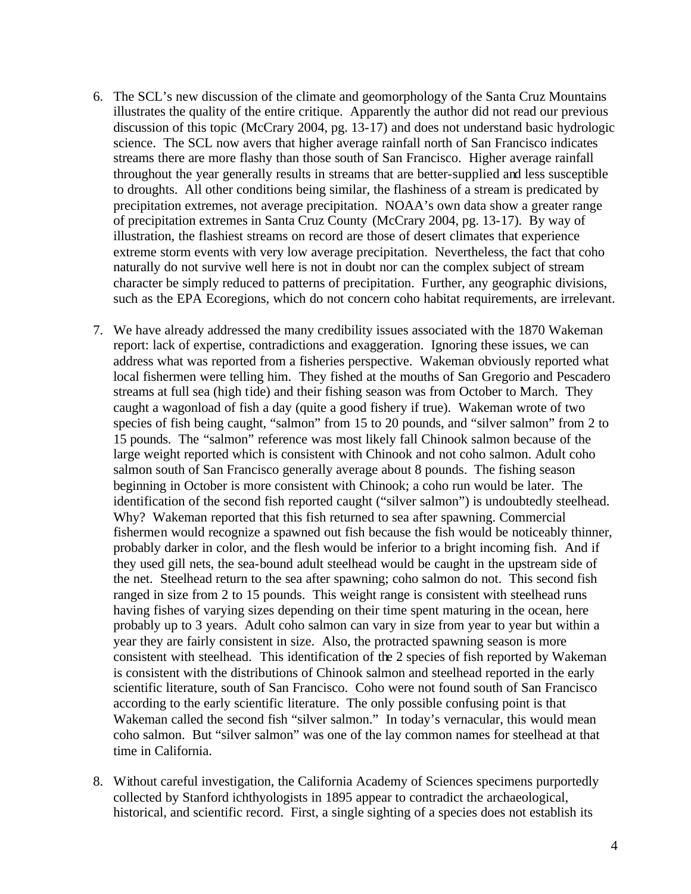6. The SCL's new discussion of the climate and geomorphology of the Santa Cruz Mountains illustrates the quality of the entire critique. Apparently the author did not read our previous discussion of this topic (McCrary 2004, pg. 13-17) and does not understand basic hydrologic science. The SCL now avers that higher average rainfall north of San Francisco indicates streams there are more flashy than those south of San Francisco. Higher average rainfall throughout the year generally results in streams that are better-supplied and less susceptible to droughts. All other conditions being similar, the flashiness of a stream is predicated by precipitation extremes, not average precipitation. NOAA's own data show a greater range of precipitation extremes in Santa Cruz County (McCrary 2004, pg. 13-17). By way of illustration, the flashiest streams on record are those of desert climates that experience extreme storm events with very low average precipitation. Nevertheless, the fact that coho naturally do not survive well here is not in doubt nor can the complex subject of stream character be simply reduced to patterns of precipitation. Further, any geographic divisions, such as the EPA Ecoregions, which do not concern coho habitat requirements, are irrelevant.

7. We have already addressed the many credibility issues associated with the 1870 Wakeman report: lack of expertise, contradictions and exaggeration. Ignoring these issues, we can address what was reported from a fisheries perspective. Wakeman obviously reported what local fishermen were telling him. They fished at the mouths of San Gregorio and Pescadero streams at full sea (high tide) and their fishing season was from October to March. They caught a wagonload of fish a day (quite a good fishery if true). Wakeman wrote of two species of fish being caught, "salmon" from 15 to 20 pounds, and "silver salmon" from 2 to 15 pounds. The "salmon" reference was most likely fall Chinook salmon because of the large weight reported which is consistent with Chinook and not coho salmon. Adult coho salmon south of San Francisco generally average about 8 pounds. The fishing season beginning in October is more consistent with Chinook; a coho run would be later. The identification of the second fish reported caught ("silver salmon") is undoubtedly steelhead. Why? Wakeman reported that this fish returned to sea after spawning. Commercial fishermen would recognize a spawned out fish because the fish would be noticeably thinner, probably darker in color, and the flesh would be inferior to a bright incoming fish. And if they used gill nets, the sea-bound adult steelhead would be caught in the upstream side of the net. Steelhead return to the sea after spawning; coho salmon do not. This second fish ranged in size from 2 to 15 pounds. This weight range is consistent with steelhead runs having fishes of varying sizes depending on their time spent maturing in the ocean, here probably up to 3 years. Adult coho salmon can vary in size from year to year but within a year they are fairly consistent in size. Also, the protracted spawning season is more consistent with steelhead. This identification of the 2 species of fish reported by Wakeman is consistent with the distributions of Chinook salmon and steelhead reported in the early scientific literature, south of San Francisco. Coho were not found south of San Francisco according to the early scientific literature. The only possible confusing point is that Wakeman called the second fish "silver salmon." In today's vernacular, this would mean coho salmon. But "silver salmon" was one of the lay common names for steelhead at that time in California.

8. Without careful investigation, the California Academy of Sciences specimens purportedly collected by Stanford ichthyologists in 1895 appear to contradict the archaeological, historical, and scientific record. First, a single sighting of a species does not establish its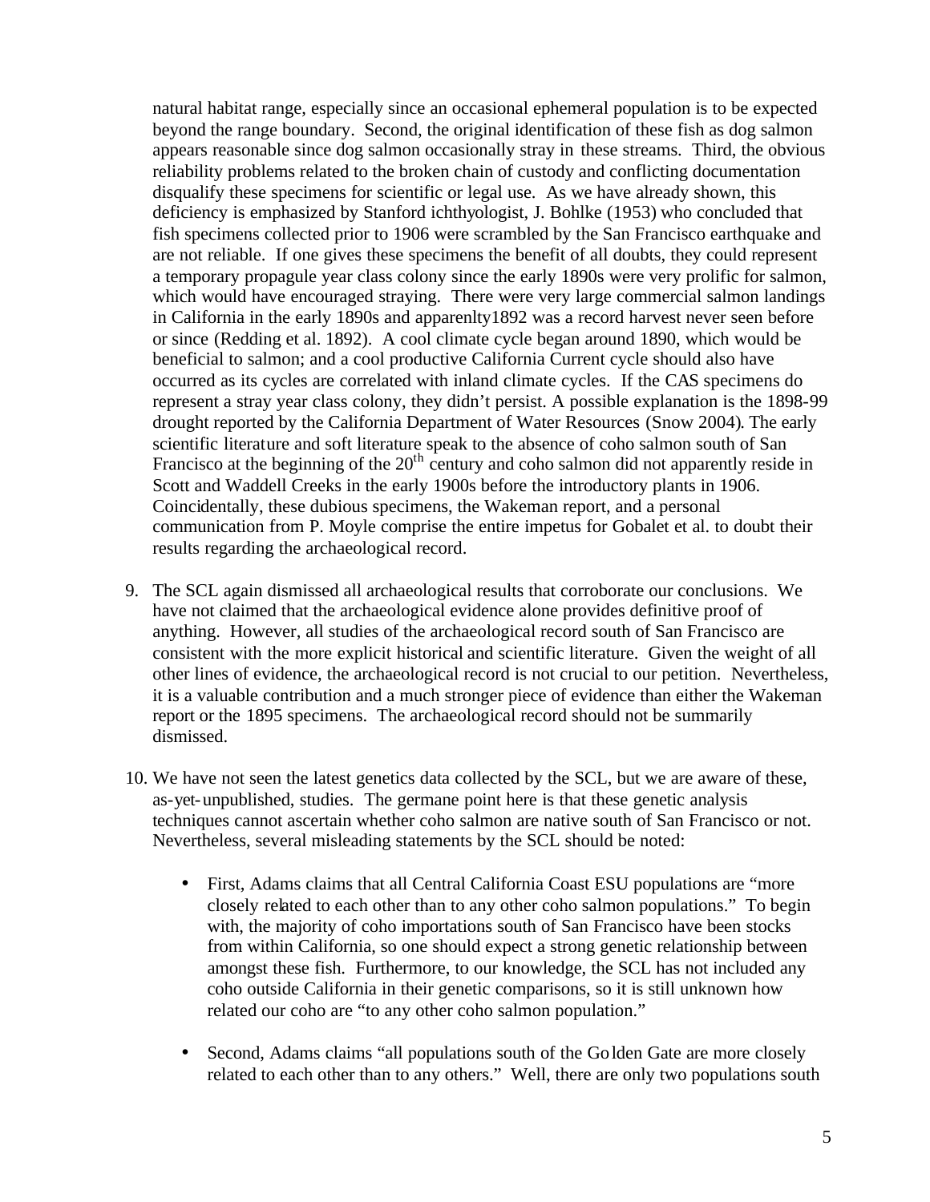natural habitat range, especially since an occasional ephemeral population is to be expected beyond the range boundary. Second, the original identification of these fish as dog salmon appears reasonable since dog salmon occasionally stray in these streams. Third, the obvious reliability problems related to the broken chain of custody and conflicting documentation disqualify these specimens for scientific or legal use. As we have already shown, this deficiency is emphasized by Stanford ichthyologist, J. Bohlke (1953) who concluded that fish specimens collected prior to 1906 were scrambled by the San Francisco earthquake and are not reliable. If one gives these specimens the benefit of all doubts, they could represent a temporary propagule year class colony since the early 1890s were very prolific for salmon, which would have encouraged straying. There were very large commercial salmon landings in California in the early 1890s and apparenlty1892 was a record harvest never seen before or since (Redding et al. 1892). A cool climate cycle began around 1890, which would be beneficial to salmon; and a cool productive California Current cycle should also have occurred as its cycles are correlated with inland climate cycles. If the CAS specimens do represent a stray year class colony, they didn't persist. A possible explanation is the 1898-99 drought reported by the California Department of Water Resources (Snow 2004). The early scientific literature and soft literature speak to the absence of coho salmon south of San Francisco at the beginning of the 20th century and coho salmon did not apparently reside in Scott and Waddell Creeks in the early 1900s before the introductory plants in 1906. Coincidentally, these dubious specimens, the Wakeman report, and a personal communication from P. Moyle comprise the entire impetus for Gobalet et al. to doubt their results regarding the archaeological record.

9. The SCL again dismissed all archaeological results that corroborate our conclusions. We have not claimed that the archaeological evidence alone provides definitive proof of anything. However, all studies of the archaeological record south of San Francisco are consistent with the more explicit historical and scientific literature. Given the weight of all other lines of evidence, the archaeological record is not crucial to our petition. Nevertheless, it is a valuable contribution and a much stronger piece of evidence than either the Wakeman report or the 1895 specimens. The archaeological record should not be summarily dismissed.

10. We have not seen the latest genetics data collected by the SCL, but we are aware of these, as-yet-unpublished, studies. The germane point here is that these genetic analysis techniques cannot ascertain whether coho salmon are native south of San Francisco or not. Nevertheless, several misleading statements by the SCL should be noted:

    - First, Adams claims that all Central California Coast ESU populations are "more closely related to each other than to any other coho salmon populations." To begin with, the majority of coho importations south of San Francisco have been stocks from within California, so one should expect a strong genetic relationship between amongst these fish. Furthermore, to our knowledge, the SCL has not included any coho outside California in their genetic comparisons, so it is still unknown how related our coho are "to any other coho salmon population."

    - Second, Adams claims "all populations south of the Golden Gate are more closely related to each other than to any others." Well, there are only two populations south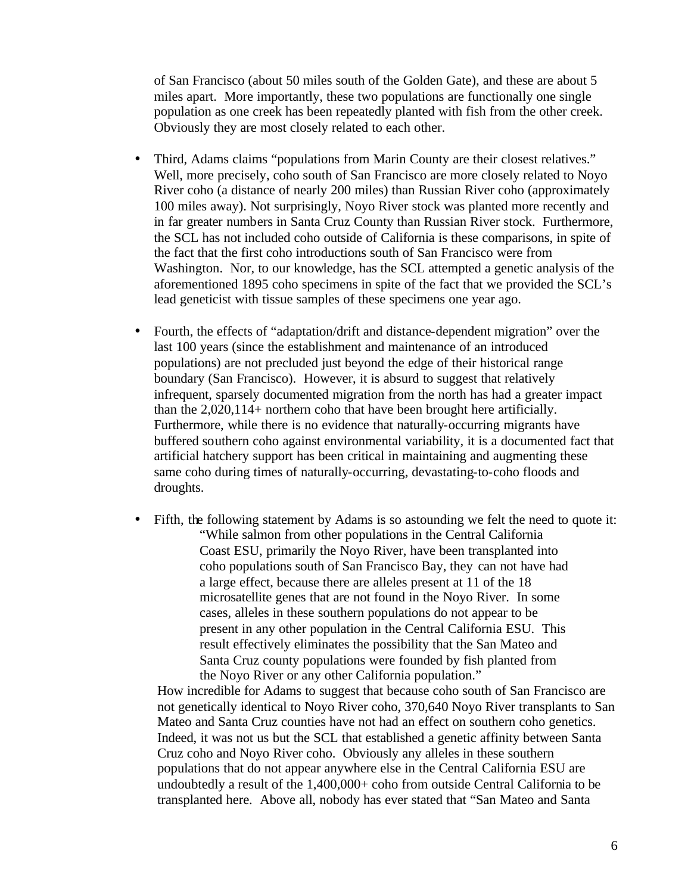of San Francisco (about 50 miles south of the Golden Gate), and these are about 5 miles apart. More importantly, these two populations are functionally one single population as one creek has been repeatedly planted with fish from the other creek. Obviously they are most closely related to each other.

- Third, Adams claims "populations from Marin County are their closest relatives." Well, more precisely, coho south of San Francisco are more closely related to Noyo River coho (a distance of nearly 200 miles) than Russian River coho (approximately 100 miles away). Not surprisingly, Noyo River stock was planted more recently and in far greater numbers in Santa Cruz County than Russian River stock. Furthermore, the SCL has not included coho outside of California is these comparisons, in spite of the fact that the first coho introductions south of San Francisco were from Washington. Nor, to our knowledge, has the SCL attempted a genetic analysis of the aforementioned 1895 coho specimens in spite of the fact that we provided the SCL's lead geneticist with tissue samples of these specimens one year ago.

- Fourth, the effects of "adaptation/drift and distance-dependent migration" over the last 100 years (since the establishment and maintenance of an introduced populations) are not precluded just beyond the edge of their historical range boundary (San Francisco). However, it is absurd to suggest that relatively infrequent, sparsely documented migration from the north has had a greater impact than the 2,020,114+ northern coho that have been brought here artificially. Furthermore, while there is no evidence that naturally-occurring migrants have buffered southern coho against environmental variability, it is a documented fact that artificial hatchery support has been critical in maintaining and augmenting these same coho during times of naturally-occurring, devastating-to-coho floods and droughts.

- Fifth, the following statement by Adams is so astounding we felt the need to quote it:

  > "While salmon from other populations in the Central California Coast ESU, primarily the Noyo River, have been transplanted into coho populations south of San Francisco Bay, they can not have had a large effect, because there are alleles present at 11 of the 18 microsatellite genes that are not found in the Noyo River. In some cases, alleles in these southern populations do not appear to be present in any other population in the Central California ESU. This result effectively eliminates the possibility that the San Mateo and Santa Cruz county populations were founded by fish planted from the Noyo River or any other California population."

  How incredible for Adams to suggest that because coho south of San Francisco are not genetically identical to Noyo River coho, 370,640 Noyo River transplants to San Mateo and Santa Cruz counties have not had an effect on southern coho genetics. Indeed, it was not us but the SCL that established a genetic affinity between Santa Cruz coho and Noyo River coho. Obviously any alleles in these southern populations that do not appear anywhere else in the Central California ESU are undoubtedly a result of the 1,400,000+ coho from outside Central California to be transplanted here. Above all, nobody has ever stated that "San Mateo and Santa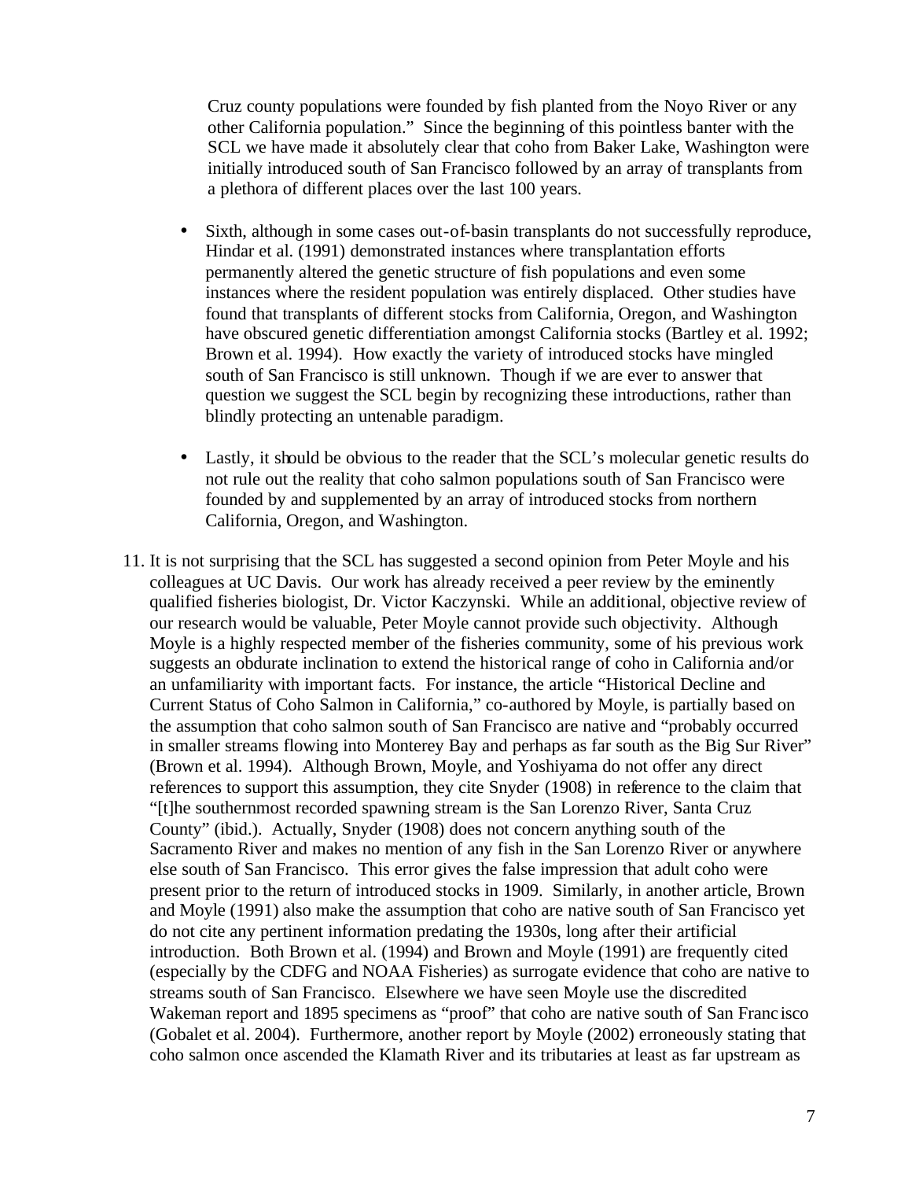Cruz county populations were founded by fish planted from the Noyo River or any other California population." Since the beginning of this pointless banter with the SCL we have made it absolutely clear that coho from Baker Lake, Washington were initially introduced south of San Francisco followed by an array of transplants from a plethora of different places over the last 100 years.

- Sixth, although in some cases out-of-basin transplants do not successfully reproduce, Hindar et al. (1991) demonstrated instances where transplantation efforts permanently altered the genetic structure of fish populations and even some instances where the resident population was entirely displaced. Other studies have found that transplants of different stocks from California, Oregon, and Washington have obscured genetic differentiation amongst California stocks (Bartley et al. 1992; Brown et al. 1994). How exactly the variety of introduced stocks have mingled south of San Francisco is still unknown. Though if we are ever to answer that question we suggest the SCL begin by recognizing these introductions, rather than blindly protecting an untenable paradigm.

- Lastly, it should be obvious to the reader that the SCL's molecular genetic results do not rule out the reality that coho salmon populations south of San Francisco were founded by and supplemented by an array of introduced stocks from northern California, Oregon, and Washington.

11. It is not surprising that the SCL has suggested a second opinion from Peter Moyle and his colleagues at UC Davis. Our work has already received a peer review by the eminently qualified fisheries biologist, Dr. Victor Kaczynski. While an additional, objective review of our research would be valuable, Peter Moyle cannot provide such objectivity. Although Moyle is a highly respected member of the fisheries community, some of his previous work suggests an obdurate inclination to extend the historical range of coho in California and/or an unfamiliarity with important facts. For instance, the article "Historical Decline and Current Status of Coho Salmon in California," co-authored by Moyle, is partially based on the assumption that coho salmon south of San Francisco are native and "probably occurred in smaller streams flowing into Monterey Bay and perhaps as far south as the Big Sur River" (Brown et al. 1994). Although Brown, Moyle, and Yoshiyama do not offer any direct references to support this assumption, they cite Snyder (1908) in reference to the claim that "[t]he southernmost recorded spawning stream is the San Lorenzo River, Santa Cruz County" (ibid.). Actually, Snyder (1908) does not concern anything south of the Sacramento River and makes no mention of any fish in the San Lorenzo River or anywhere else south of San Francisco. This error gives the false impression that adult coho were present prior to the return of introduced stocks in 1909. Similarly, in another article, Brown and Moyle (1991) also make the assumption that coho are native south of San Francisco yet do not cite any pertinent information predating the 1930s, long after their artificial introduction. Both Brown et al. (1994) and Brown and Moyle (1991) are frequently cited (especially by the CDFG and NOAA Fisheries) as surrogate evidence that coho are native to streams south of San Francisco. Elsewhere we have seen Moyle use the discredited Wakeman report and 1895 specimens as "proof" that coho are native south of San Francisco (Gobalet et al. 2004). Furthermore, another report by Moyle (2002) erroneously stating that coho salmon once ascended the Klamath River and its tributaries at least as far upstream as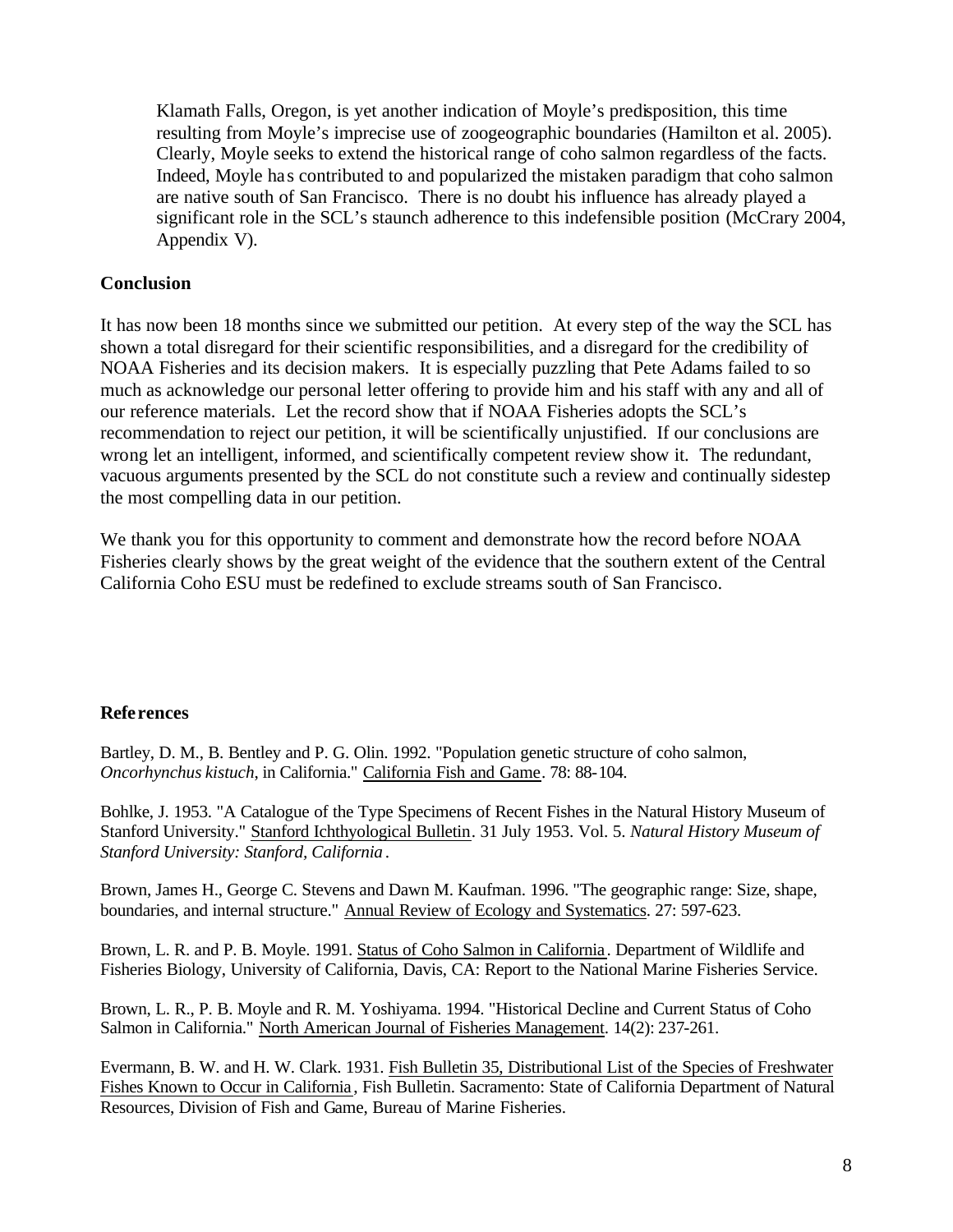Klamath Falls, Oregon, is yet another indication of Moyle's predisposition, this time resulting from Moyle's imprecise use of zoogeographic boundaries (Hamilton et al. 2005). Clearly, Moyle seeks to extend the historical range of coho salmon regardless of the facts. Indeed, Moyle has contributed to and popularized the mistaken paradigm that coho salmon are native south of San Francisco. There is no doubt his influence has already played a significant role in the SCL's staunch adherence to this indefensible position (McCrary 2004, Appendix V).

**Conclusion**

It has now been 18 months since we submitted our petition. At every step of the way the SCL has shown a total disregard for their scientific responsibilities, and a disregard for the credibility of NOAA Fisheries and its decision makers. It is especially puzzling that Pete Adams failed to so much as acknowledge our personal letter offering to provide him and his staff with any and all of our reference materials. Let the record show that if NOAA Fisheries adopts the SCL's recommendation to reject our petition, it will be scientifically unjustified. If our conclusions are wrong let an intelligent, informed, and scientifically competent review show it. The redundant, vacuous arguments presented by the SCL do not constitute such a review and continually sidestep the most compelling data in our petition.

We thank you for this opportunity to comment and demonstrate how the record before NOAA Fisheries clearly shows by the great weight of the evidence that the southern extent of the Central California Coho ESU must be redefined to exclude streams south of San Francisco.

**References**

Bartley, D. M., B. Bentley and P. G. Olin. 1992. "Population genetic structure of coho salmon, *Oncorhynchus kistuch*, in California." California Fish and Game. 78: 88-104.

Bohlke, J. 1953. "A Catalogue of the Type Specimens of Recent Fishes in the Natural History Museum of Stanford University." Stanford Ichthyological Bulletin. 31 July 1953. Vol. 5. *Natural History Museum of Stanford University: Stanford, California*.

Brown, James H., George C. Stevens and Dawn M. Kaufman. 1996. "The geographic range: Size, shape, boundaries, and internal structure." Annual Review of Ecology and Systematics. 27: 597-623.

Brown, L. R. and P. B. Moyle. 1991. Status of Coho Salmon in California. Department of Wildlife and Fisheries Biology, University of California, Davis, CA: Report to the National Marine Fisheries Service.

Brown, L. R., P. B. Moyle and R. M. Yoshiyama. 1994. "Historical Decline and Current Status of Coho Salmon in California." North American Journal of Fisheries Management. 14(2): 237-261.

Evermann, B. W. and H. W. Clark. 1931. Fish Bulletin 35, Distributional List of the Species of Freshwater Fishes Known to Occur in California, Fish Bulletin. Sacramento: State of California Department of Natural Resources, Division of Fish and Game, Bureau of Marine Fisheries.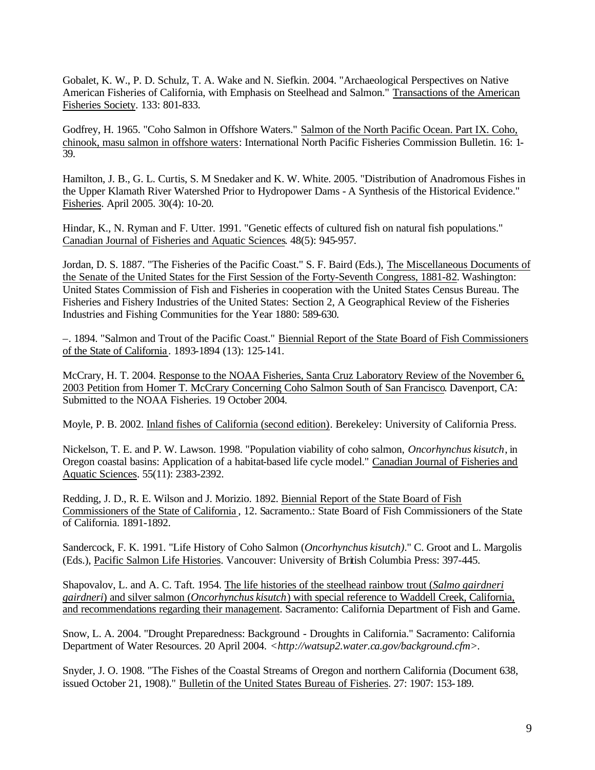Gobalet, K. W., P. D. Schulz, T. A. Wake and N. Siefkin. 2004. "Archaeological Perspectives on Native American Fisheries of California, with Emphasis on Steelhead and Salmon." Transactions of the American Fisheries Society. 133: 801-833.

Godfrey, H. 1965. "Coho Salmon in Offshore Waters." Salmon of the North Pacific Ocean. Part IX. Coho, chinook, masu salmon in offshore waters: International North Pacific Fisheries Commission Bulletin. 16: 1-39.

Hamilton, J. B., G. L. Curtis, S. M Snedaker and K. W. White. 2005. "Distribution of Anadromous Fishes in the Upper Klamath River Watershed Prior to Hydropower Dams - A Synthesis of the Historical Evidence." Fisheries. April 2005. 30(4): 10-20.

Hindar, K., N. Ryman and F. Utter. 1991. "Genetic effects of cultured fish on natural fish populations." Canadian Journal of Fisheries and Aquatic Sciences. 48(5): 945-957.

Jordan, D. S. 1887. "The Fisheries of the Pacific Coast." S. F. Baird (Eds.), The Miscellaneous Documents of the Senate of the United States for the First Session of the Forty-Seventh Congress, 1881-82. Washington: United States Commission of Fish and Fisheries in cooperation with the United States Census Bureau. The Fisheries and Fishery Industries of the United States: Section 2, A Geographical Review of the Fisheries Industries and Fishing Communities for the Year 1880: 589-630.

–. 1894. "Salmon and Trout of the Pacific Coast." Biennial Report of the State Board of Fish Commissioners of the State of California. 1893-1894 (13): 125-141.

McCrary, H. T. 2004. Response to the NOAA Fisheries, Santa Cruz Laboratory Review of the November 6, 2003 Petition from Homer T. McCrary Concerning Coho Salmon South of San Francisco. Davenport, CA: Submitted to the NOAA Fisheries. 19 October 2004.

Moyle, P. B. 2002. Inland fishes of California (second edition). Berekeley: University of California Press.

Nickelson, T. E. and P. W. Lawson. 1998. "Population viability of coho salmon, *Oncorhynchus kisutch*, in Oregon coastal basins: Application of a habitat-based life cycle model." Canadian Journal of Fisheries and Aquatic Sciences. 55(11): 2383-2392.

Redding, J. D., R. E. Wilson and J. Morizio. 1892. Biennial Report of the State Board of Fish Commissioners of the State of California, 12. Sacramento.: State Board of Fish Commissioners of the State of California. 1891-1892.

Sandercock, F. K. 1991. "Life History of Coho Salmon (*Oncorhynchus kisutch)*." C. Groot and L. Margolis (Eds.), Pacific Salmon Life Histories. Vancouver: University of British Columbia Press: 397-445.

Shapovalov, L. and A. C. Taft. 1954. The life histories of the steelhead rainbow trout (*Salmo gairdneri gairdneri*) and silver salmon (*Oncorhynchus kisutch*) with special reference to Waddell Creek, California, and recommendations regarding their management. Sacramento: California Department of Fish and Game.

Snow, L. A. 2004. "Drought Preparedness: Background - Droughts in California." Sacramento: California Department of Water Resources. 20 April 2004. *<http://watsup2.water.ca.gov/background.cfm>*.

Snyder, J. O. 1908. "The Fishes of the Coastal Streams of Oregon and northern California (Document 638, issued October 21, 1908)." Bulletin of the United States Bureau of Fisheries. 27: 1907: 153-189.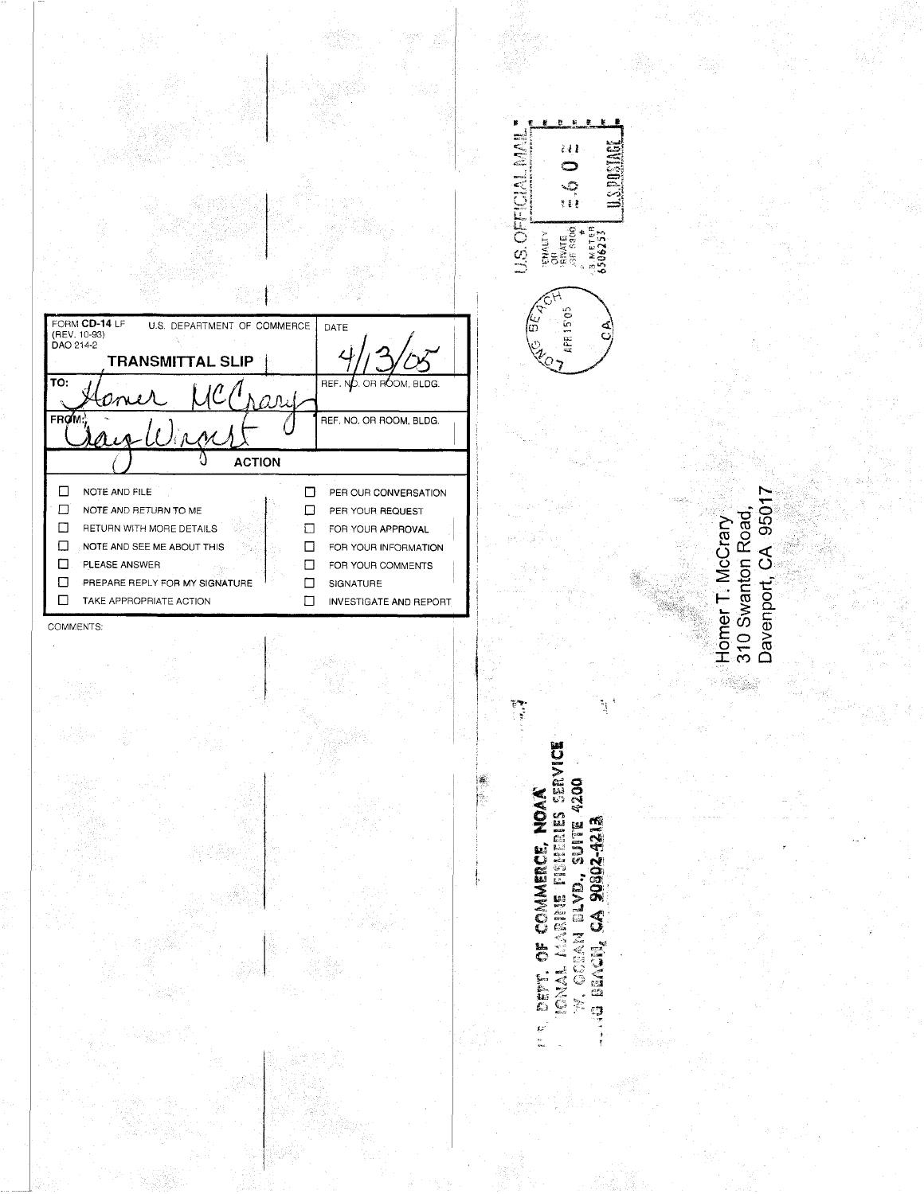FORM **CD-14** LF (REV. 10-93) DAO 214-2

U.S. DEPARTMENT OF COMMERCE

**TRANSMITTAL SLIP**

| | |
|---|---|
| TO: Homer McCrary | DATE: 4/13/05 |
| | REF. NO. OR ROOM, BLDG. |
| FROM: Craig Wright | REF. NO. OR ROOM, BLDG. |

**ACTION**

| | |
|---|---|
| ☐ NOTE AND FILE | ☐ PER OUR CONVERSATION |
| ☐ NOTE AND RETURN TO ME | ☐ PER YOUR REQUEST |
| ☐ RETURN WITH MORE DETAILS | ☐ FOR YOUR APPROVAL |
| ☐ NOTE AND SEE ME ABOUT THIS | ☐ FOR YOUR INFORMATION |
| ☐ PLEASE ANSWER | ☐ FOR YOUR COMMENTS |
| ☐ PREPARE REPLY FOR MY SIGNATURE | ☐ SIGNATURE |
| ☐ TAKE APPROPRIATE ACTION | ☐ INVESTIGATE AND REPORT |

COMMENTS:

U.S. OFFICIAL MAIL

PENALTY FOR PRIVATE USE $300

U.S. POSTAGE

LONG BEACH CA APR 15 '05

U.S. DEPT. OF COMMERCE, NOAA
NATIONAL MARINE FISHERIES SERVICE
W. OCEAN BLVD., SUITE 4200
LONG BEACH, CA 90802-4213

Homer T. McCrary
310 Swanton Road,
Davenport, CA 95017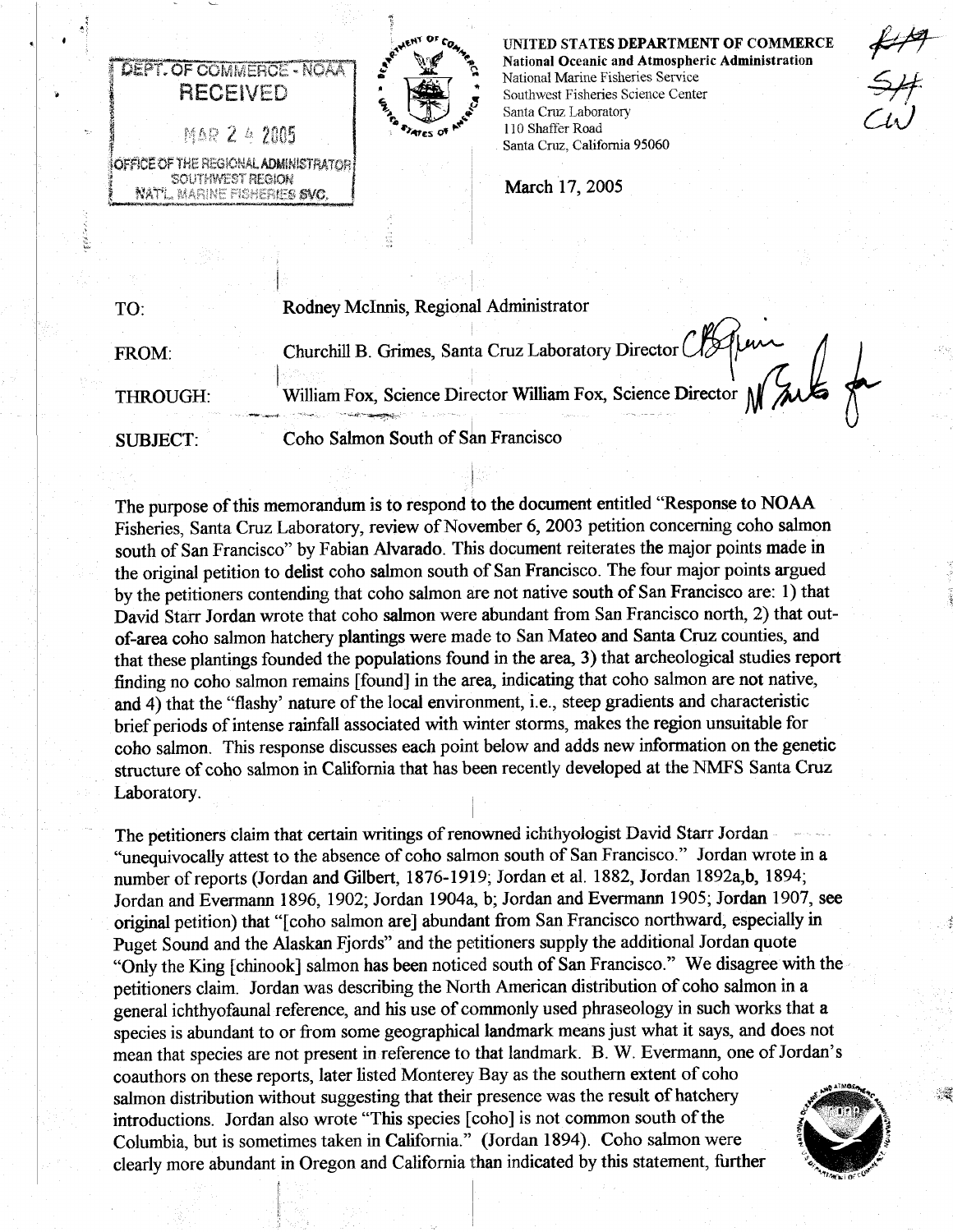DEPT. OF COMMERCE - NOAA
RECEIVED
MAR 24 2005
OFFICE OF THE REGIONAL ADMINISTRATOR
SOUTHWEST REGION
NAT'L MARINE FISHERIES SVC.

**UNITED STATES DEPARTMENT OF COMMERCE**
**National Oceanic and Atmospheric Administration**
National Marine Fisheries Service
Southwest Fisheries Science Center
Santa Cruz Laboratory
110 Shaffer Road
Santa Cruz, California 95060

March 17, 2005

| | |
|---|---|
| TO: | Rodney McInnis, Regional Administrator |
| FROM: | Churchill B. Grimes, Santa Cruz Laboratory Director |
| THROUGH: | William Fox, Science Director William Fox, Science Director |
| SUBJECT: | Coho Salmon South of San Francisco |

The purpose of this memorandum is to respond to the document entitled "Response to NOAA Fisheries, Santa Cruz Laboratory, review of November 6, 2003 petition concerning coho salmon south of San Francisco" by Fabian Alvarado. This document reiterates the major points made in the original petition to delist coho salmon south of San Francisco. The four major points argued by the petitioners contending that coho salmon are not native south of San Francisco are: 1) that David Starr Jordan wrote that coho salmon were abundant from San Francisco north, 2) that out-of-area coho salmon hatchery plantings were made to San Mateo and Santa Cruz counties, and that these plantings founded the populations found in the area, 3) that archeological studies report finding no coho salmon remains [found] in the area, indicating that coho salmon are not native, and 4) that the "flashy' nature of the local environment, i.e., steep gradients and characteristic brief periods of intense rainfall associated with winter storms, makes the region unsuitable for coho salmon. This response discusses each point below and adds new information on the genetic structure of coho salmon in California that has been recently developed at the NMFS Santa Cruz Laboratory.

The petitioners claim that certain writings of renowned ichthyologist David Starr Jordan "unequivocally attest to the absence of coho salmon south of San Francisco." Jordan wrote in a number of reports (Jordan and Gilbert, 1876-1919; Jordan et al. 1882, Jordan 1892a,b, 1894; Jordan and Evermann 1896, 1902; Jordan 1904a, b; Jordan and Evermann 1905; Jordan 1907, see original petition) that "[coho salmon are] abundant from San Francisco northward, especially in Puget Sound and the Alaskan Fjords" and the petitioners supply the additional Jordan quote "Only the King [chinook] salmon has been noticed south of San Francisco." We disagree with the petitioners claim. Jordan was describing the North American distribution of coho salmon in a general ichthyofaunal reference, and his use of commonly used phraseology in such works that a species is abundant to or from some geographical landmark means just what it says, and does not mean that species are not present in reference to that landmark. B. W. Evermann, one of Jordan's coauthors on these reports, later listed Monterey Bay as the southern extent of coho salmon distribution without suggesting that their presence was the result of hatchery introductions. Jordan also wrote "This species [coho] is not common south of the Columbia, but is sometimes taken in California." (Jordan 1894). Coho salmon were clearly more abundant in Oregon and California than indicated by this statement, further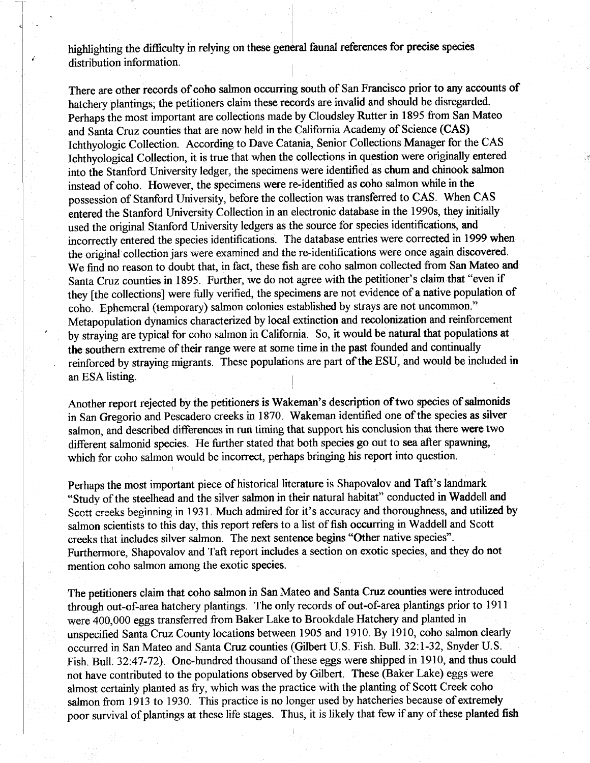highlighting the difficulty in relying on these general faunal references for precise species distribution information.

There are other records of coho salmon occurring south of San Francisco prior to any accounts of hatchery plantings; the petitioners claim these records are invalid and should be disregarded. Perhaps the most important are collections made by Cloudsley Rutter in 1895 from San Mateo and Santa Cruz counties that are now held in the California Academy of Science (CAS) Ichthyologic Collection. According to Dave Catania, Senior Collections Manager for the CAS Ichthyological Collection, it is true that when the collections in question were originally entered into the Stanford University ledger, the specimens were identified as chum and chinook salmon instead of coho. However, the specimens were re-identified as coho salmon while in the possession of Stanford University, before the collection was transferred to CAS. When CAS entered the Stanford University Collection in an electronic database in the 1990s, they initially used the original Stanford University ledgers as the source for species identifications, and incorrectly entered the species identifications. The database entries were corrected in 1999 when the original collection jars were examined and the re-identifications were once again discovered. We find no reason to doubt that, in fact, these fish are coho salmon collected from San Mateo and Santa Cruz counties in 1895. Further, we do not agree with the petitioner's claim that "even if they [the collections] were fully verified, the specimens are not evidence of a native population of coho. Ephemeral (temporary) salmon colonies established by strays are not uncommon." Metapopulation dynamics characterized by local extinction and recolonization and reinforcement by straying are typical for coho salmon in California. So, it would be natural that populations at the southern extreme of their range were at some time in the past founded and continually reinforced by straying migrants. These populations are part of the ESU, and would be included in an ESA listing.

Another report rejected by the petitioners is Wakeman's description of two species of salmonids in San Gregorio and Pescadero creeks in 1870. Wakeman identified one of the species as silver salmon, and described differences in run timing that support his conclusion that there were two different salmonid species. He further stated that both species go out to sea after spawning, which for coho salmon would be incorrect, perhaps bringing his report into question.

Perhaps the most important piece of historical literature is Shapovalov and Taft's landmark "Study of the steelhead and the silver salmon in their natural habitat" conducted in Waddell and Scott creeks beginning in 1931. Much admired for it's accuracy and thoroughness, and utilized by salmon scientists to this day, this report refers to a list of fish occurring in Waddell and Scott creeks that includes silver salmon. The next sentence begins "Other native species". Furthermore, Shapovalov and Taft report includes a section on exotic species, and they do not mention coho salmon among the exotic species.

The petitioners claim that coho salmon in San Mateo and Santa Cruz counties were introduced through out-of-area hatchery plantings. The only records of out-of-area plantings prior to 1911 were 400,000 eggs transferred from Baker Lake to Brookdale Hatchery and planted in unspecified Santa Cruz County locations between 1905 and 1910. By 1910, coho salmon clearly occurred in San Mateo and Santa Cruz counties (Gilbert U.S. Fish. Bull. 32:1-32, Snyder U.S. Fish. Bull. 32:47-72). One-hundred thousand of these eggs were shipped in 1910, and thus could not have contributed to the populations observed by Gilbert. These (Baker Lake) eggs were almost certainly planted as fry, which was the practice with the planting of Scott Creek coho salmon from 1913 to 1930. This practice is no longer used by hatcheries because of extremely poor survival of plantings at these life stages. Thus, it is likely that few if any of these planted fish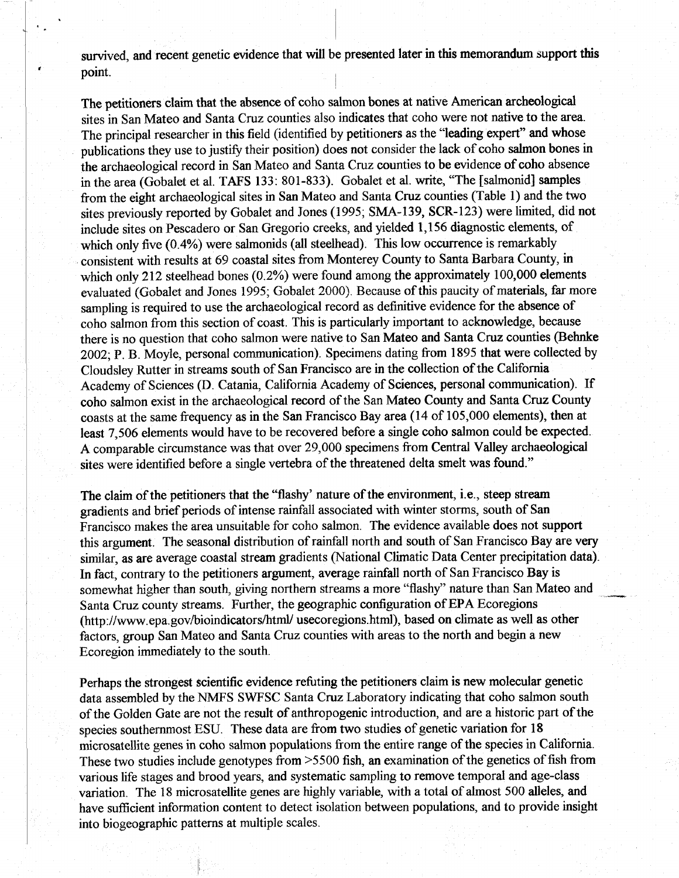survived, and recent genetic evidence that will be presented later in this memorandum support this point.

The petitioners claim that the absence of coho salmon bones at native American archeological sites in San Mateo and Santa Cruz counties also indicates that coho were not native to the area. The principal researcher in this field (identified by petitioners as the "leading expert" and whose publications they use to justify their position) does not consider the lack of coho salmon bones in the archaeological record in San Mateo and Santa Cruz counties to be evidence of coho absence in the area (Gobalet et al. TAFS 133: 801-833). Gobalet et al. write, "The [salmonid] samples from the eight archaeological sites in San Mateo and Santa Cruz counties (Table 1) and the two sites previously reported by Gobalet and Jones (1995; SMA-139, SCR-123) were limited, did not include sites on Pescadero or San Gregorio creeks, and yielded 1,156 diagnostic elements, of which only five (0.4%) were salmonids (all steelhead). This low occurrence is remarkably consistent with results at 69 coastal sites from Monterey County to Santa Barbara County, in which only 212 steelhead bones (0.2%) were found among the approximately 100,000 elements evaluated (Gobalet and Jones 1995; Gobalet 2000). Because of this paucity of materials, far more sampling is required to use the archaeological record as definitive evidence for the absence of coho salmon from this section of coast. This is particularly important to acknowledge, because there is no question that coho salmon were native to San Mateo and Santa Cruz counties (Behnke 2002; P. B. Moyle, personal communication). Specimens dating from 1895 that were collected by Cloudsley Rutter in streams south of San Francisco are in the collection of the California Academy of Sciences (D. Catania, California Academy of Sciences, personal communication). If coho salmon exist in the archaeological record of the San Mateo County and Santa Cruz County coasts at the same frequency as in the San Francisco Bay area (14 of 105,000 elements), then at least 7,506 elements would have to be recovered before a single coho salmon could be expected. A comparable circumstance was that over 29,000 specimens from Central Valley archaeological sites were identified before a single vertebra of the threatened delta smelt was found."

The claim of the petitioners that the "flashy' nature of the environment, i.e., steep stream gradients and brief periods of intense rainfall associated with winter storms, south of San Francisco makes the area unsuitable for coho salmon. The evidence available does not support this argument. The seasonal distribution of rainfall north and south of San Francisco Bay are very similar, as are average coastal stream gradients (National Climatic Data Center precipitation data). In fact, contrary to the petitioners argument, average rainfall north of San Francisco Bay is somewhat higher than south, giving northern streams a more "flashy" nature than San Mateo and Santa Cruz county streams. Further, the geographic configuration of EPA Ecoregions (http://www.epa.gov/bioindicators/html/ usecoregions.html), based on climate as well as other factors, group San Mateo and Santa Cruz counties with areas to the north and begin a new Ecoregion immediately to the south.

Perhaps the strongest scientific evidence refuting the petitioners claim is new molecular genetic data assembled by the NMFS SWFSC Santa Cruz Laboratory indicating that coho salmon south of the Golden Gate are not the result of anthropogenic introduction, and are a historic part of the species southernmost ESU. These data are from two studies of genetic variation for 18 microsatellite genes in coho salmon populations from the entire range of the species in California. These two studies include genotypes from >5500 fish, an examination of the genetics of fish from various life stages and brood years, and systematic sampling to remove temporal and age-class variation. The 18 microsatellite genes are highly variable, with a total of almost 500 alleles, and have sufficient information content to detect isolation between populations, and to provide insight into biogeographic patterns at multiple scales.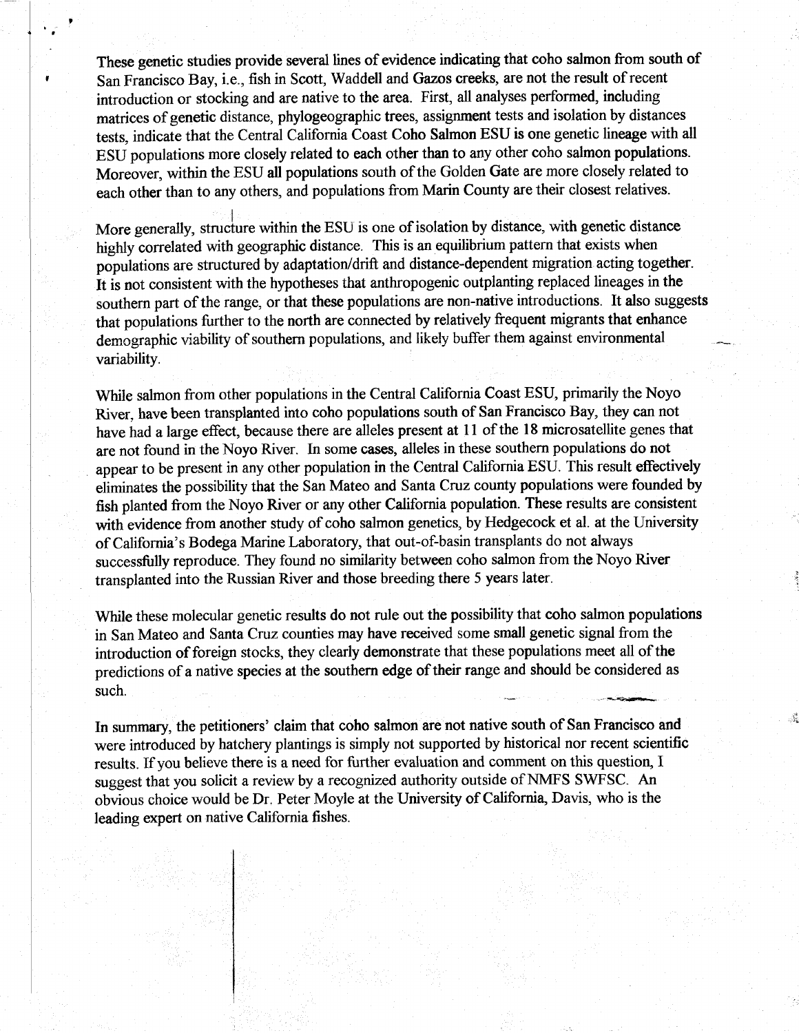These genetic studies provide several lines of evidence indicating that coho salmon from south of San Francisco Bay, i.e., fish in Scott, Waddell and Gazos creeks, are not the result of recent introduction or stocking and are native to the area. First, all analyses performed, including matrices of genetic distance, phylogeographic trees, assignment tests and isolation by distances tests, indicate that the Central California Coast Coho Salmon ESU is one genetic lineage with all ESU populations more closely related to each other than to any other coho salmon populations. Moreover, within the ESU all populations south of the Golden Gate are more closely related to each other than to any others, and populations from Marin County are their closest relatives.

More generally, structure within the ESU is one of isolation by distance, with genetic distance highly correlated with geographic distance. This is an equilibrium pattern that exists when populations are structured by adaptation/drift and distance-dependent migration acting together. It is not consistent with the hypotheses that anthropogenic outplanting replaced lineages in the southern part of the range, or that these populations are non-native introductions. It also suggests that populations further to the north are connected by relatively frequent migrants that enhance demographic viability of southern populations, and likely buffer them against environmental variability.

While salmon from other populations in the Central California Coast ESU, primarily the Noyo River, have been transplanted into coho populations south of San Francisco Bay, they can not have had a large effect, because there are alleles present at 11 of the 18 microsatellite genes that are not found in the Noyo River. In some cases, alleles in these southern populations do not appear to be present in any other population in the Central California ESU. This result effectively eliminates the possibility that the San Mateo and Santa Cruz county populations were founded by fish planted from the Noyo River or any other California population. These results are consistent with evidence from another study of coho salmon genetics, by Hedgecock et al. at the University of California's Bodega Marine Laboratory, that out-of-basin transplants do not always successfully reproduce. They found no similarity between coho salmon from the Noyo River transplanted into the Russian River and those breeding there 5 years later.

While these molecular genetic results do not rule out the possibility that coho salmon populations in San Mateo and Santa Cruz counties may have received some small genetic signal from the introduction of foreign stocks, they clearly demonstrate that these populations meet all of the predictions of a native species at the southern edge of their range and should be considered as such.

In summary, the petitioners' claim that coho salmon are not native south of San Francisco and were introduced by hatchery plantings is simply not supported by historical nor recent scientific results. If you believe there is a need for further evaluation and comment on this question, I suggest that you solicit a review by a recognized authority outside of NMFS SWFSC. An obvious choice would be Dr. Peter Moyle at the University of California, Davis, who is the leading expert on native California fishes.